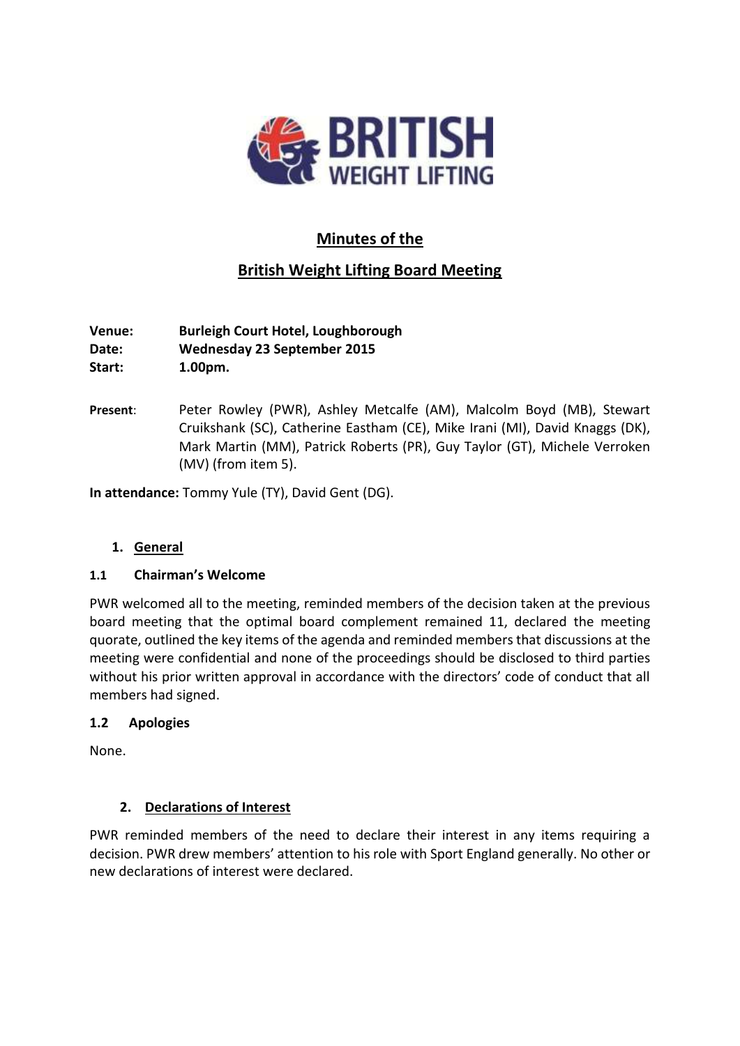# Minutes of the

# British Weight Lifting Board Meeting

**Venue:** **Burleigh Court Hotel, Loughborough**
**Date:** **Wednesday 23 September 2015**
**Start:** **1.00pm.**

**Present**: Peter Rowley (PWR), Ashley Metcalfe (AM), Malcolm Boyd (MB), Stewart Cruikshank (SC), Catherine Eastham (CE), Mike Irani (MI), David Knaggs (DK), Mark Martin (MM), Patrick Roberts (PR), Guy Taylor (GT), Michele Verroken (MV) (from item 5).

**In attendance:** Tommy Yule (TY), David Gent (DG).

## 1. General

### 1.1 Chairman's Welcome

PWR welcomed all to the meeting, reminded members of the decision taken at the previous board meeting that the optimal board complement remained 11, declared the meeting quorate, outlined the key items of the agenda and reminded members that discussions at the meeting were confidential and none of the proceedings should be disclosed to third parties without his prior written approval in accordance with the directors' code of conduct that all members had signed.

### 1.2 Apologies

None.

## 2. Declarations of Interest

PWR reminded members of the need to declare their interest in any items requiring a decision. PWR drew members' attention to his role with Sport England generally. No other or new declarations of interest were declared.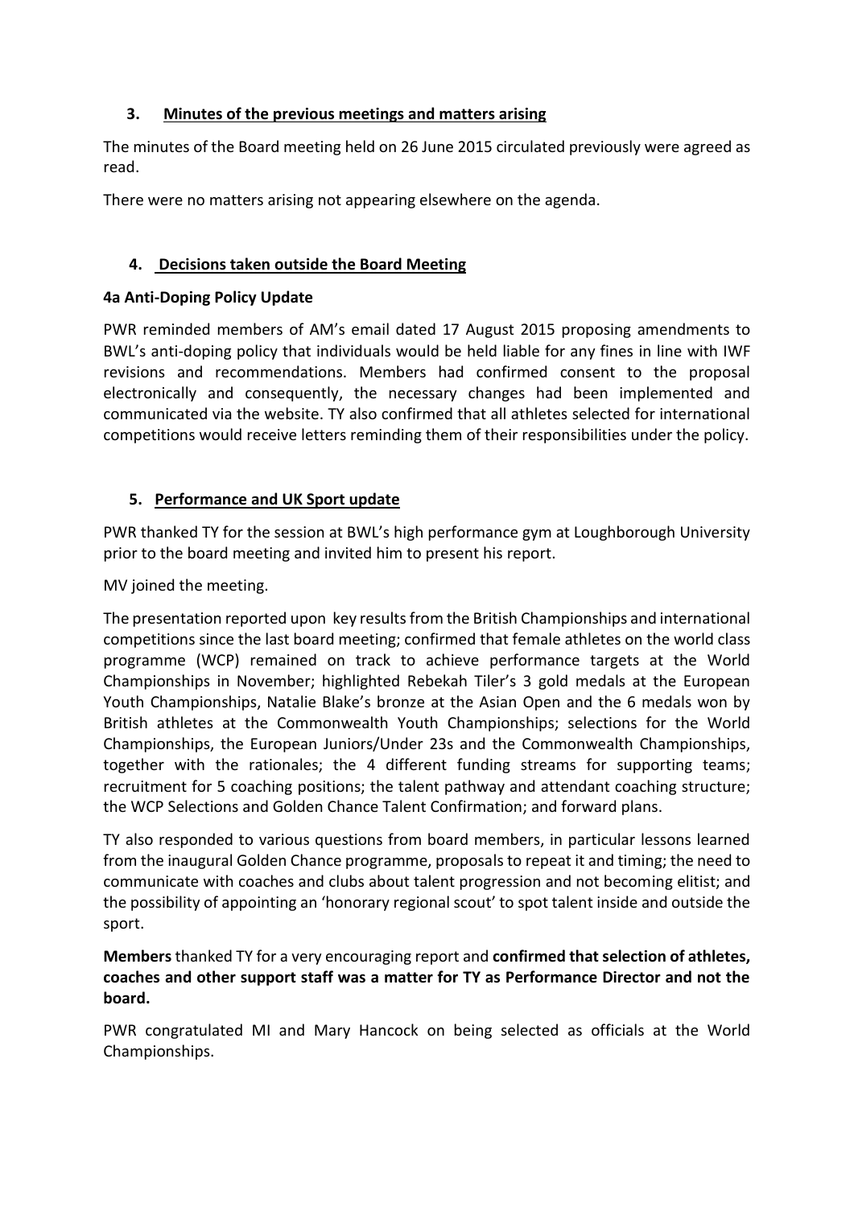## 3. Minutes of the previous meetings and matters arising

The minutes of the Board meeting held on 26 June 2015 circulated previously were agreed as read.

There were no matters arising not appearing elsewhere on the agenda.

## 4. Decisions taken outside the Board Meeting

### 4a Anti-Doping Policy Update

PWR reminded members of AM's email dated 17 August 2015 proposing amendments to BWL's anti-doping policy that individuals would be held liable for any fines in line with IWF revisions and recommendations. Members had confirmed consent to the proposal electronically and consequently, the necessary changes had been implemented and communicated via the website. TY also confirmed that all athletes selected for international competitions would receive letters reminding them of their responsibilities under the policy.

## 5. Performance and UK Sport update

PWR thanked TY for the session at BWL's high performance gym at Loughborough University prior to the board meeting and invited him to present his report.

MV joined the meeting.

The presentation reported upon key results from the British Championships and international competitions since the last board meeting; confirmed that female athletes on the world class programme (WCP) remained on track to achieve performance targets at the World Championships in November; highlighted Rebekah Tiler's 3 gold medals at the European Youth Championships, Natalie Blake's bronze at the Asian Open and the 6 medals won by British athletes at the Commonwealth Youth Championships; selections for the World Championships, the European Juniors/Under 23s and the Commonwealth Championships, together with the rationales; the 4 different funding streams for supporting teams; recruitment for 5 coaching positions; the talent pathway and attendant coaching structure; the WCP Selections and Golden Chance Talent Confirmation; and forward plans.

TY also responded to various questions from board members, in particular lessons learned from the inaugural Golden Chance programme, proposals to repeat it and timing; the need to communicate with coaches and clubs about talent progression and not becoming elitist; and the possibility of appointing an 'honorary regional scout' to spot talent inside and outside the sport.

**Members** thanked TY for a very encouraging report and **confirmed that selection of athletes, coaches and other support staff was a matter for TY as Performance Director and not the board.**

PWR congratulated MI and Mary Hancock on being selected as officials at the World Championships.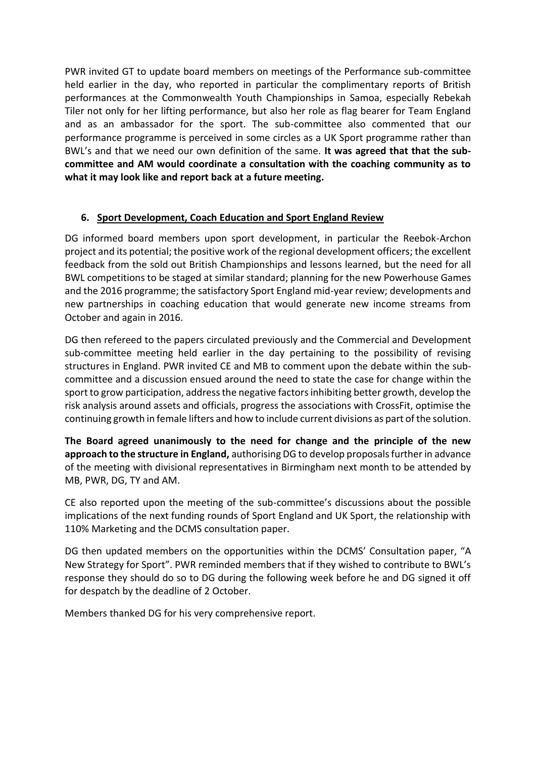PWR invited GT to update board members on meetings of the Performance sub-committee held earlier in the day, who reported in particular the complimentary reports of British performances at the Commonwealth Youth Championships in Samoa, especially Rebekah Tiler not only for her lifting performance, but also her role as flag bearer for Team England and as an ambassador for the sport. The sub-committee also commented that our performance programme is perceived in some circles as a UK Sport programme rather than BWL's and that we need our own definition of the same. **It was agreed that that the sub-committee and AM would coordinate a consultation with the coaching community as to what it may look like and report back at a future meeting.**

## 6. Sport Development, Coach Education and Sport England Review

DG informed board members upon sport development, in particular the Reebok-Archon project and its potential; the positive work of the regional development officers; the excellent feedback from the sold out British Championships and lessons learned, but the need for all BWL competitions to be staged at similar standard; planning for the new Powerhouse Games and the 2016 programme; the satisfactory Sport England mid-year review; developments and new partnerships in coaching education that would generate new income streams from October and again in 2016.

DG then refereed to the papers circulated previously and the Commercial and Development sub-committee meeting held earlier in the day pertaining to the possibility of revising structures in England. PWR invited CE and MB to comment upon the debate within the sub-committee and a discussion ensued around the need to state the case for change within the sport to grow participation, address the negative factors inhibiting better growth, develop the risk analysis around assets and officials, progress the associations with CrossFit, optimise the continuing growth in female lifters and how to include current divisions as part of the solution.

**The Board agreed unanimously to the need for change and the principle of the new approach to the structure in England,** authorising DG to develop proposals further in advance of the meeting with divisional representatives in Birmingham next month to be attended by MB, PWR, DG, TY and AM.

CE also reported upon the meeting of the sub-committee's discussions about the possible implications of the next funding rounds of Sport England and UK Sport, the relationship with 110% Marketing and the DCMS consultation paper.

DG then updated members on the opportunities within the DCMS' Consultation paper, "A New Strategy for Sport". PWR reminded members that if they wished to contribute to BWL's response they should do so to DG during the following week before he and DG signed it off for despatch by the deadline of 2 October.

Members thanked DG for his very comprehensive report.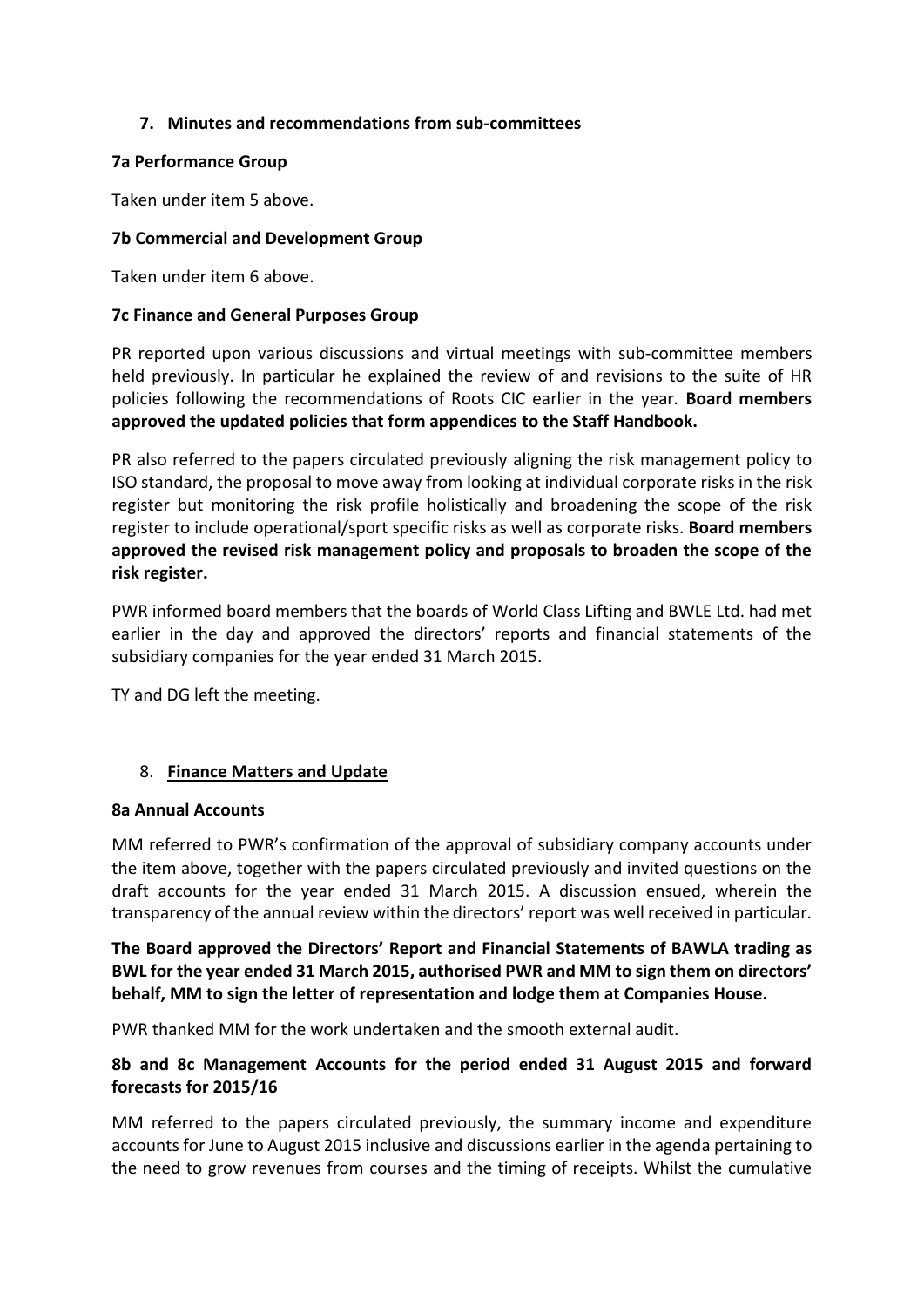## 7. Minutes and recommendations from sub-committees

**7a Performance Group**

Taken under item 5 above.

**7b Commercial and Development Group**

Taken under item 6 above.

**7c Finance and General Purposes Group**

PR reported upon various discussions and virtual meetings with sub-committee members held previously. In particular he explained the review of and revisions to the suite of HR policies following the recommendations of Roots CIC earlier in the year. **Board members approved the updated policies that form appendices to the Staff Handbook.**

PR also referred to the papers circulated previously aligning the risk management policy to ISO standard, the proposal to move away from looking at individual corporate risks in the risk register but monitoring the risk profile holistically and broadening the scope of the risk register to include operational/sport specific risks as well as corporate risks. **Board members approved the revised risk management policy and proposals to broaden the scope of the risk register.**

PWR informed board members that the boards of World Class Lifting and BWLE Ltd. had met earlier in the day and approved the directors' reports and financial statements of the subsidiary companies for the year ended 31 March 2015.

TY and DG left the meeting.

## 8. Finance Matters and Update

**8a Annual Accounts**

MM referred to PWR's confirmation of the approval of subsidiary company accounts under the item above, together with the papers circulated previously and invited questions on the draft accounts for the year ended 31 March 2015. A discussion ensued, wherein the transparency of the annual review within the directors' report was well received in particular.

**The Board approved the Directors' Report and Financial Statements of BAWLA trading as BWL for the year ended 31 March 2015, authorised PWR and MM to sign them on directors' behalf, MM to sign the letter of representation and lodge them at Companies House.**

PWR thanked MM for the work undertaken and the smooth external audit.

**8b and 8c Management Accounts for the period ended 31 August 2015 and forward forecasts for 2015/16**

MM referred to the papers circulated previously, the summary income and expenditure accounts for June to August 2015 inclusive and discussions earlier in the agenda pertaining to the need to grow revenues from courses and the timing of receipts. Whilst the cumulative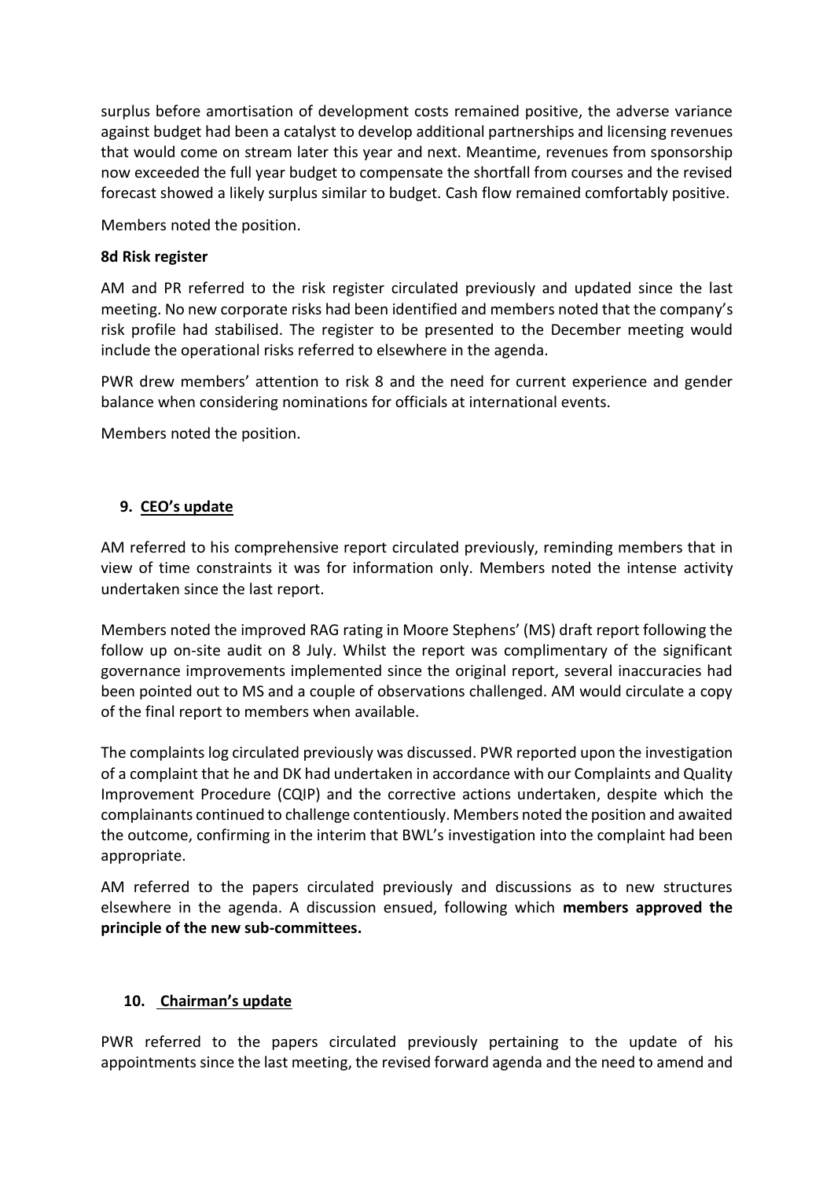surplus before amortisation of development costs remained positive, the adverse variance against budget had been a catalyst to develop additional partnerships and licensing revenues that would come on stream later this year and next. Meantime, revenues from sponsorship now exceeded the full year budget to compensate the shortfall from courses and the revised forecast showed a likely surplus similar to budget. Cash flow remained comfortably positive.

Members noted the position.

**8d Risk register**

AM and PR referred to the risk register circulated previously and updated since the last meeting. No new corporate risks had been identified and members noted that the company's risk profile had stabilised. The register to be presented to the December meeting would include the operational risks referred to elsewhere in the agenda.

PWR drew members' attention to risk 8 and the need for current experience and gender balance when considering nominations for officials at international events.

Members noted the position.

## 9. CEO's update

AM referred to his comprehensive report circulated previously, reminding members that in view of time constraints it was for information only. Members noted the intense activity undertaken since the last report.

Members noted the improved RAG rating in Moore Stephens' (MS) draft report following the follow up on-site audit on 8 July. Whilst the report was complimentary of the significant governance improvements implemented since the original report, several inaccuracies had been pointed out to MS and a couple of observations challenged. AM would circulate a copy of the final report to members when available.

The complaints log circulated previously was discussed. PWR reported upon the investigation of a complaint that he and DK had undertaken in accordance with our Complaints and Quality Improvement Procedure (CQIP) and the corrective actions undertaken, despite which the complainants continued to challenge contentiously. Members noted the position and awaited the outcome, confirming in the interim that BWL's investigation into the complaint had been appropriate.

AM referred to the papers circulated previously and discussions as to new structures elsewhere in the agenda. A discussion ensued, following which **members approved the principle of the new sub-committees.**

## 10. Chairman's update

PWR referred to the papers circulated previously pertaining to the update of his appointments since the last meeting, the revised forward agenda and the need to amend and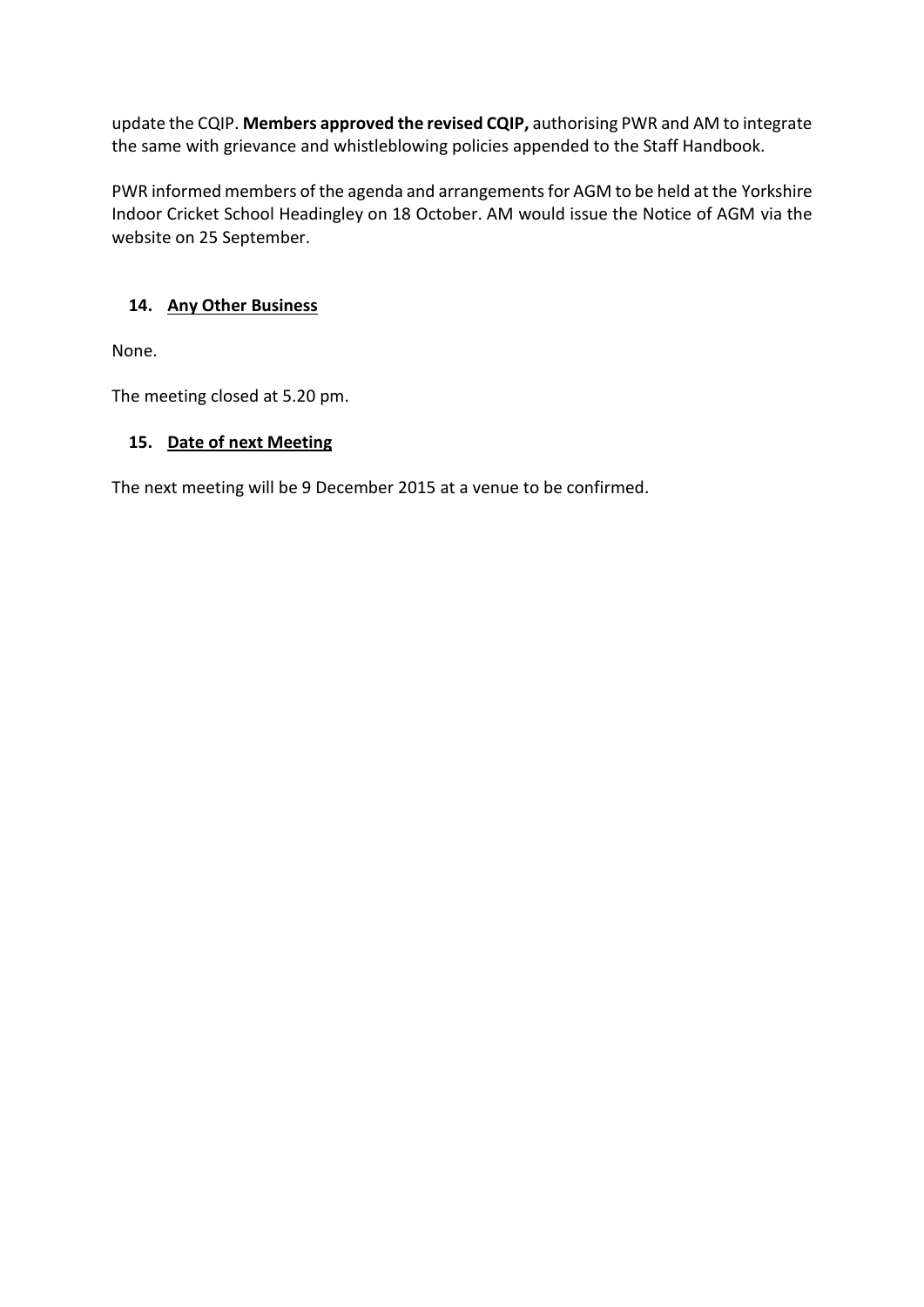update the CQIP. **Members approved the revised CQIP,** authorising PWR and AM to integrate the same with grievance and whistleblowing policies appended to the Staff Handbook.

PWR informed members of the agenda and arrangements for AGM to be held at the Yorkshire Indoor Cricket School Headingley on 18 October. AM would issue the Notice of AGM via the website on 25 September.

## 14. Any Other Business

None.

The meeting closed at 5.20 pm.

## 15. Date of next Meeting

The next meeting will be 9 December 2015 at a venue to be confirmed.